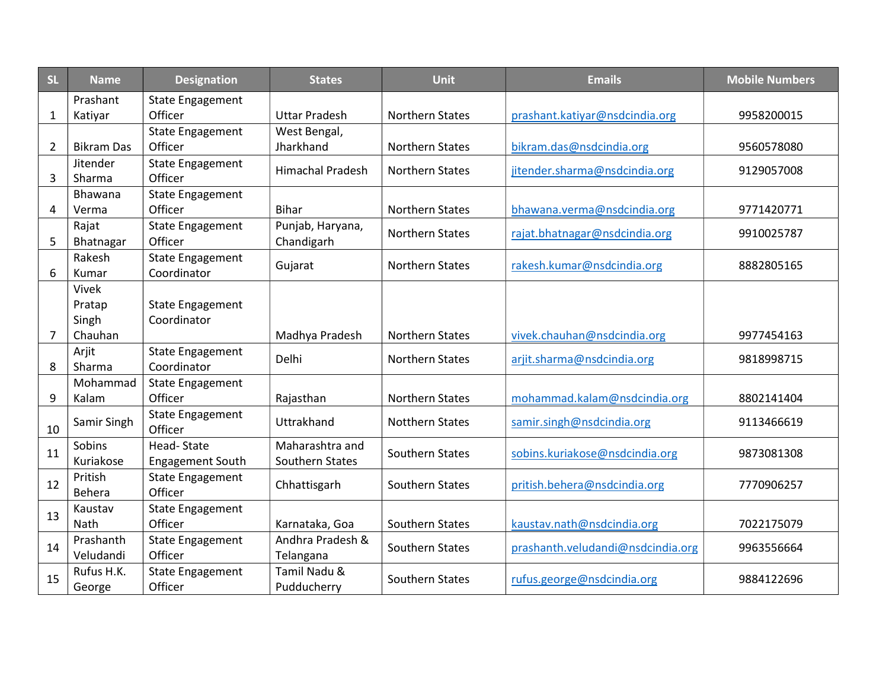| SL | Name | Designation | States | Unit | Emails | Mobile Numbers |
|---|---|---|---|---|---|---|
| 1 | Prashant Katiyar | State Engagement Officer | Uttar Pradesh | Northern States | prashant.katiyar@nsdcindia.org | 9958200015 |
| 2 | Bikram Das | State Engagement Officer | West Bengal, Jharkhand | Northern States | bikram.das@nsdcindia.org | 9560578080 |
| 3 | Jitender Sharma | State Engagement Officer | Himachal Pradesh | Northern States | jitender.sharma@nsdcindia.org | 9129057008 |
| 4 | Bhawana Verma | State Engagement Officer | Bihar | Northern States | bhawana.verma@nsdcindia.org | 9771420771 |
| 5 | Rajat Bhatnagar | State Engagement Officer | Punjab, Haryana, Chandigarh | Northern States | rajat.bhatnagar@nsdcindia.org | 9910025787 |
| 6 | Rakesh Kumar | State Engagement Coordinator | Gujarat | Northern States | rakesh.kumar@nsdcindia.org | 8882805165 |
| 7 | Vivek Pratap Singh Chauhan | State Engagement Coordinator | Madhya Pradesh | Northern States | vivek.chauhan@nsdcindia.org | 9977454163 |
| 8 | Arjit Sharma | State Engagement Coordinator | Delhi | Northern States | arjit.sharma@nsdcindia.org | 9818998715 |
| 9 | Mohammad Kalam | State Engagement Officer | Rajasthan | Northern States | mohammad.kalam@nsdcindia.org | 8802141404 |
| 10 | Samir Singh | State Engagement Officer | Uttrakhand | Notthern States | samir.singh@nsdcindia.org | 9113466619 |
| 11 | Sobins Kuriakose | Head- State Engagement South | Maharashtra and Southern States | Southern States | sobins.kuriakose@nsdcindia.org | 9873081308 |
| 12 | Pritish Behera | State Engagement Officer | Chhattisgarh | Southern States | pritish.behera@nsdcindia.org | 7770906257 |
| 13 | Kaustav Nath | State Engagement Officer | Karnataka, Goa | Southern States | kaustav.nath@nsdcindia.org | 7022175079 |
| 14 | Prashanth Veludandi | State Engagement Officer | Andhra Pradesh & Telangana | Southern States | prashanth.veludandi@nsdcindia.org | 9963556664 |
| 15 | Rufus H.K. George | State Engagement Officer | Tamil Nadu & Pudducherry | Southern States | rufus.george@nsdcindia.org | 9884122696 |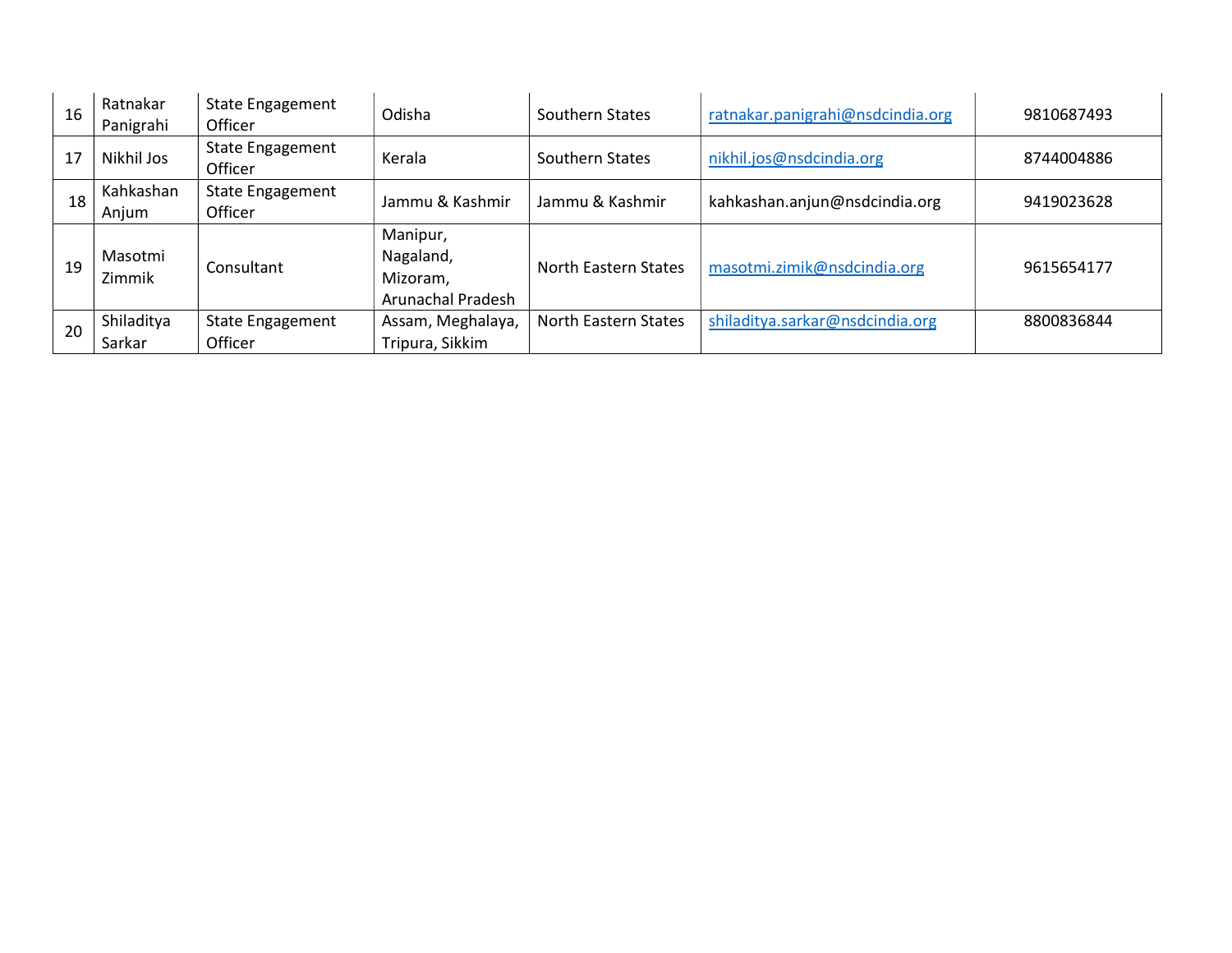| | | | | | | |
|---|---|---|---|---|---|---|
| 16 | Ratnakar Panigrahi | State Engagement Officer | Odisha | Southern States | ratnakar.panigrahi@nsdcindia.org | 9810687493 |
| 17 | Nikhil Jos | State Engagement Officer | Kerala | Southern States | nikhil.jos@nsdcindia.org | 8744004886 |
| 18 | Kahkashan Anjum | State Engagement Officer | Jammu & Kashmir | Jammu & Kashmir | kahkashan.anjun@nsdcindia.org | 9419023628 |
| 19 | Masotmi Zimmik | Consultant | Manipur, Nagaland, Mizoram, Arunachal Pradesh | North Eastern States | masotmi.zimik@nsdcindia.org | 9615654177 |
| 20 | Shiladitya Sarkar | State Engagement Officer | Assam, Meghalaya, Tripura, Sikkim | North Eastern States | shiladitya.sarkar@nsdcindia.org | 8800836844 |